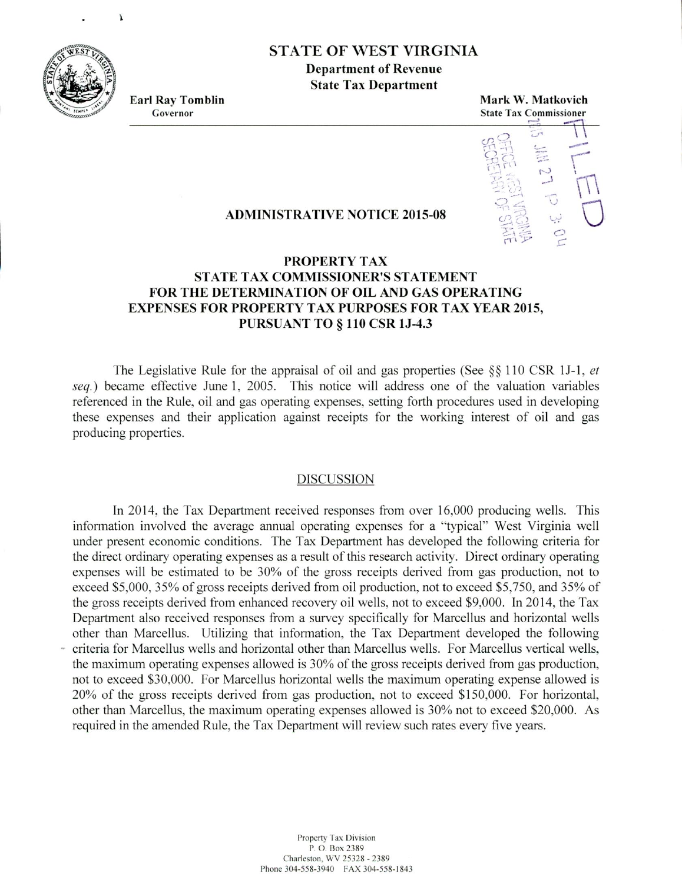# STATE OF WEST VIRGINIA

**Department of Revenue**
**State Tax Department**

**Earl Ray Tomblin**
Governor

**Mark W. Matkovich**
State Tax Commissioner

FILED
2015 JAN 27 P 3:04
OFFICE WEST VIRGINIA SECRETARY OF STATE

## ADMINISTRATIVE NOTICE 2015-08

## PROPERTY TAX STATE TAX COMMISSIONER'S STATEMENT FOR THE DETERMINATION OF OIL AND GAS OPERATING EXPENSES FOR PROPERTY TAX PURPOSES FOR TAX YEAR 2015, PURSUANT TO § 110 CSR 1J-4.3

The Legislative Rule for the appraisal of oil and gas properties (See §§ 110 CSR 1J-1, *et seq.*) became effective June 1, 2005. This notice will address one of the valuation variables referenced in the Rule, oil and gas operating expenses, setting forth procedures used in developing these expenses and their application against receipts for the working interest of oil and gas producing properties.

### DISCUSSION

In 2014, the Tax Department received responses from over 16,000 producing wells. This information involved the average annual operating expenses for a "typical" West Virginia well under present economic conditions. The Tax Department has developed the following criteria for the direct ordinary operating expenses as a result of this research activity. Direct ordinary operating expenses will be estimated to be 30% of the gross receipts derived from gas production, not to exceed $5,000, 35% of gross receipts derived from oil production, not to exceed $5,750, and 35% of the gross receipts derived from enhanced recovery oil wells, not to exceed $9,000. In 2014, the Tax Department also received responses from a survey specifically for Marcellus and horizontal wells other than Marcellus. Utilizing that information, the Tax Department developed the following criteria for Marcellus wells and horizontal other than Marcellus wells. For Marcellus vertical wells, the maximum operating expenses allowed is 30% of the gross receipts derived from gas production, not to exceed $30,000. For Marcellus horizontal wells the maximum operating expense allowed is 20% of the gross receipts derived from gas production, not to exceed $150,000. For horizontal, other than Marcellus, the maximum operating expenses allowed is 30% not to exceed $20,000. As required in the amended Rule, the Tax Department will review such rates every five years.

Property Tax Division
P. O. Box 2389
Charleston, WV 25328 - 2389
Phone 304-558-3940 FAX 304-558-1843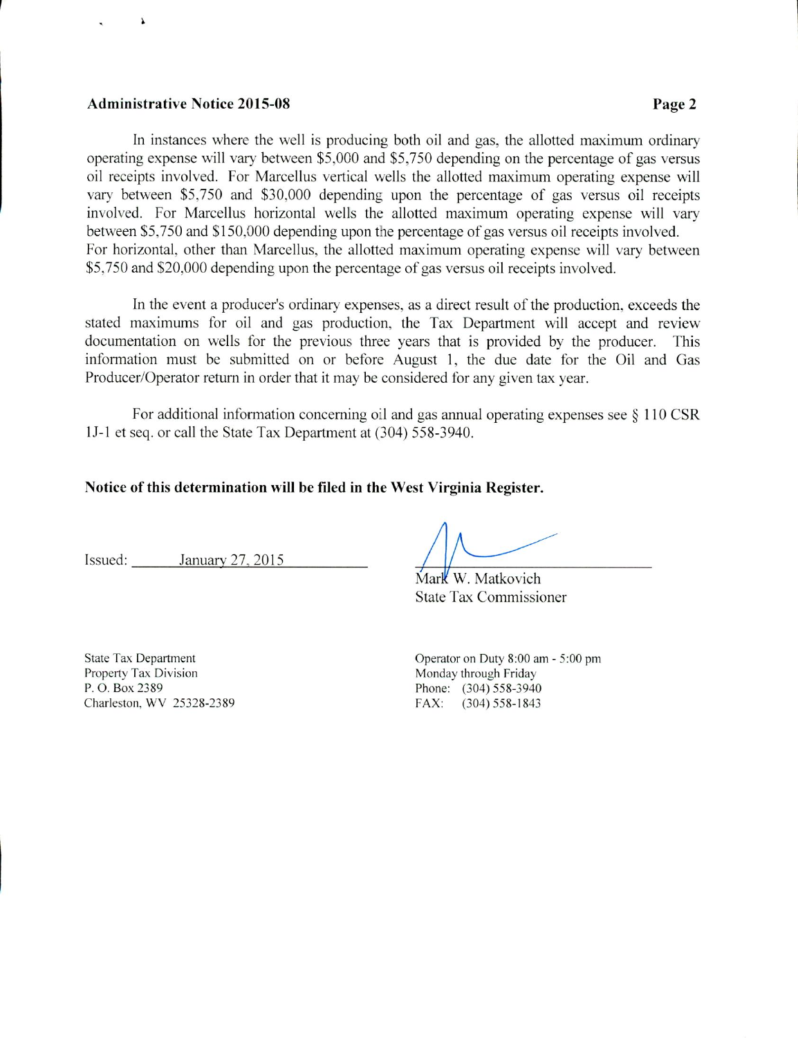In instances where the well is producing both oil and gas, the allotted maximum ordinary operating expense will vary between $5,000 and $5,750 depending on the percentage of gas versus oil receipts involved. For Marcellus vertical wells the allotted maximum operating expense will vary between $5,750 and $30,000 depending upon the percentage of gas versus oil receipts involved. For Marcellus horizontal wells the allotted maximum operating expense will vary between $5,750 and $150,000 depending upon the percentage of gas versus oil receipts involved. For horizontal, other than Marcellus, the allotted maximum operating expense will vary between $5,750 and $20,000 depending upon the percentage of gas versus oil receipts involved.

In the event a producer's ordinary expenses, as a direct result of the production, exceeds the stated maximums for oil and gas production, the Tax Department will accept and review documentation on wells for the previous three years that is provided by the producer. This information must be submitted on or before August 1, the due date for the Oil and Gas Producer/Operator return in order that it may be considered for any given tax year.

For additional information concerning oil and gas annual operating expenses see § 110 CSR 1J-1 et seq. or call the State Tax Department at (304) 558-3940.

**Notice of this determination will be filed in the West Virginia Register.**

Issued: January 27, 2015

Mark W. Matkovich
State Tax Commissioner

State Tax Department
Property Tax Division
P. O. Box 2389
Charleston, WV 25328-2389

Operator on Duty 8:00 am - 5:00 pm
Monday through Friday
Phone: (304) 558-3940
FAX: (304) 558-1843